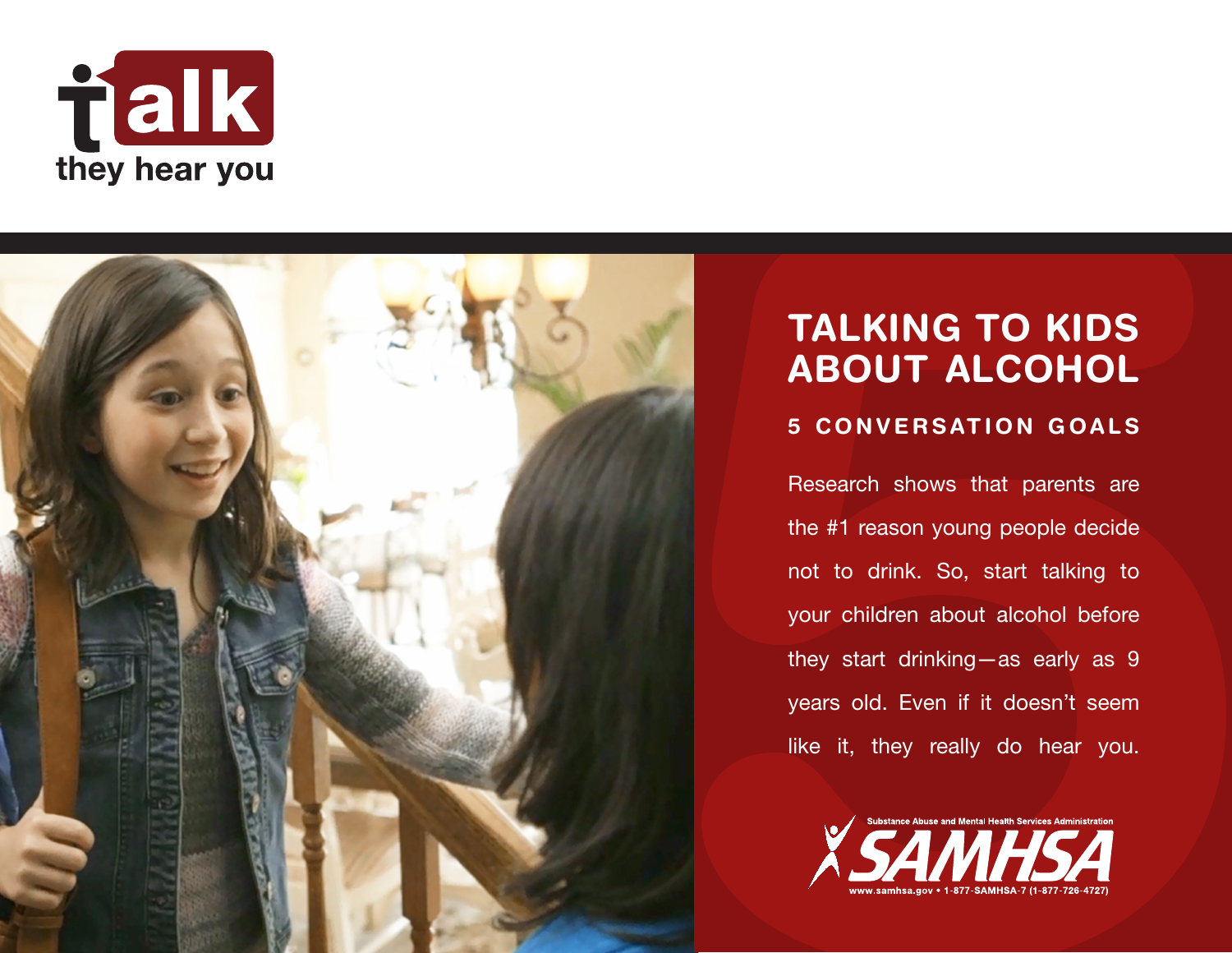talk
they hear you

# TALKING TO KIDS ABOUT ALCOHOL

## 5 CONVERSATION GOALS

Research shows that parents are the #1 reason young people decide not to drink. So, start talking to your children about alcohol before they start drinking—as early as 9 years old. Even if it doesn't seem like it, they really do hear you.

Substance Abuse and Mental Health Services Administration
SAMHSA
www.samhsa.gov • 1-877-SAMHSA-7 (1-877-726-4727)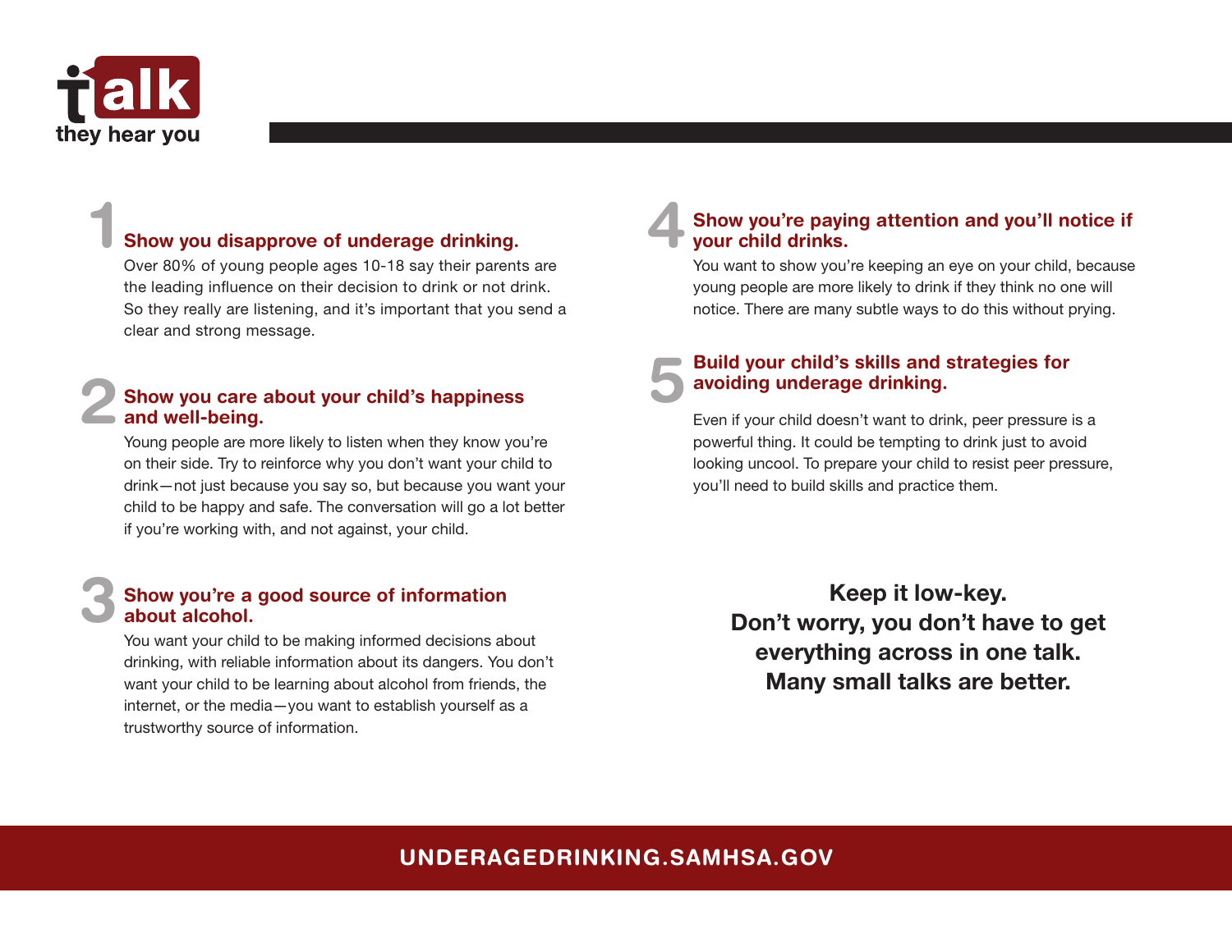**talk**
they hear you

## 1 Show you disapprove of underage drinking.

Over 80% of young people ages 10-18 say their parents are the leading influence on their decision to drink or not drink. So they really are listening, and it's important that you send a clear and strong message.

## 2 Show you care about your child's happiness and well-being.

Young people are more likely to listen when they know you're on their side. Try to reinforce why you don't want your child to drink—not just because you say so, but because you want your child to be happy and safe. The conversation will go a lot better if you're working with, and not against, your child.

## 3 Show you're a good source of information about alcohol.

You want your child to be making informed decisions about drinking, with reliable information about its dangers. You don't want your child to be learning about alcohol from friends, the internet, or the media—you want to establish yourself as a trustworthy source of information.

## 4 Show you're paying attention and you'll notice if your child drinks.

You want to show you're keeping an eye on your child, because young people are more likely to drink if they think no one will notice. There are many subtle ways to do this without prying.

## 5 Build your child's skills and strategies for avoiding underage drinking.

Even if your child doesn't want to drink, peer pressure is a powerful thing. It could be tempting to drink just to avoid looking uncool. To prepare your child to resist peer pressure, you'll need to build skills and practice them.

**Keep it low-key.**
**Don't worry, you don't have to get everything across in one talk.**
**Many small talks are better.**

**UNDERAGEDRINKING.SAMHSA.GOV**